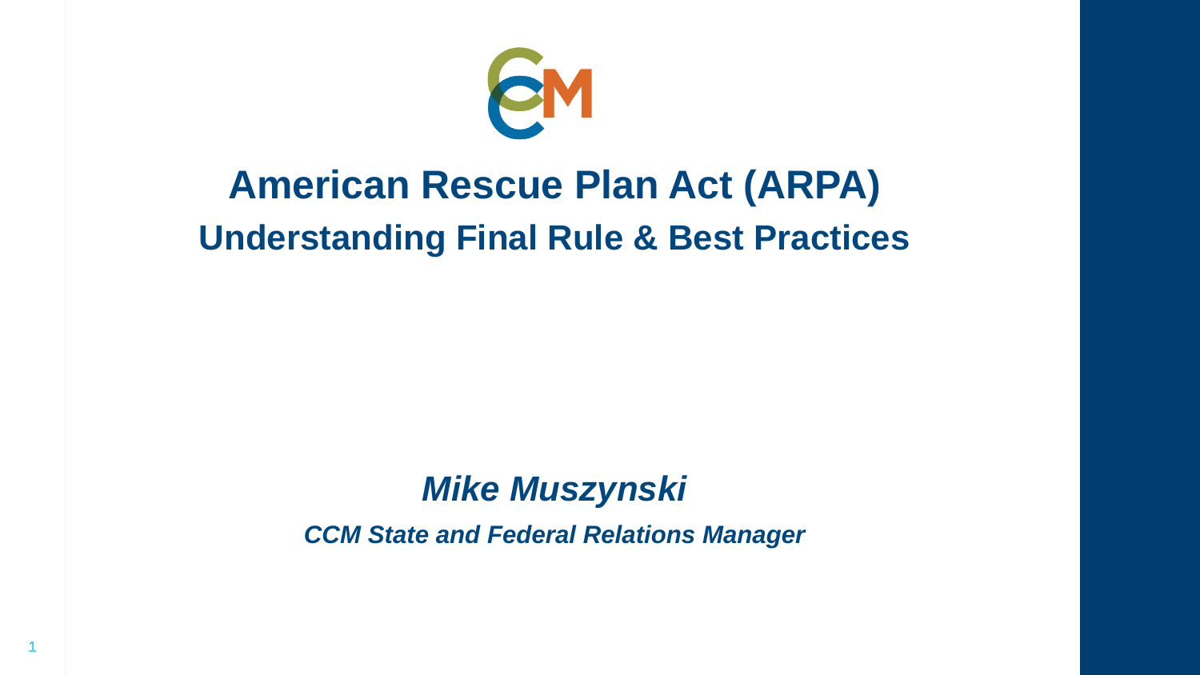# American Rescue Plan Act (ARPA)

## Understanding Final Rule & Best Practices

***Mike Muszynski***

***CCM State and Federal Relations Manager***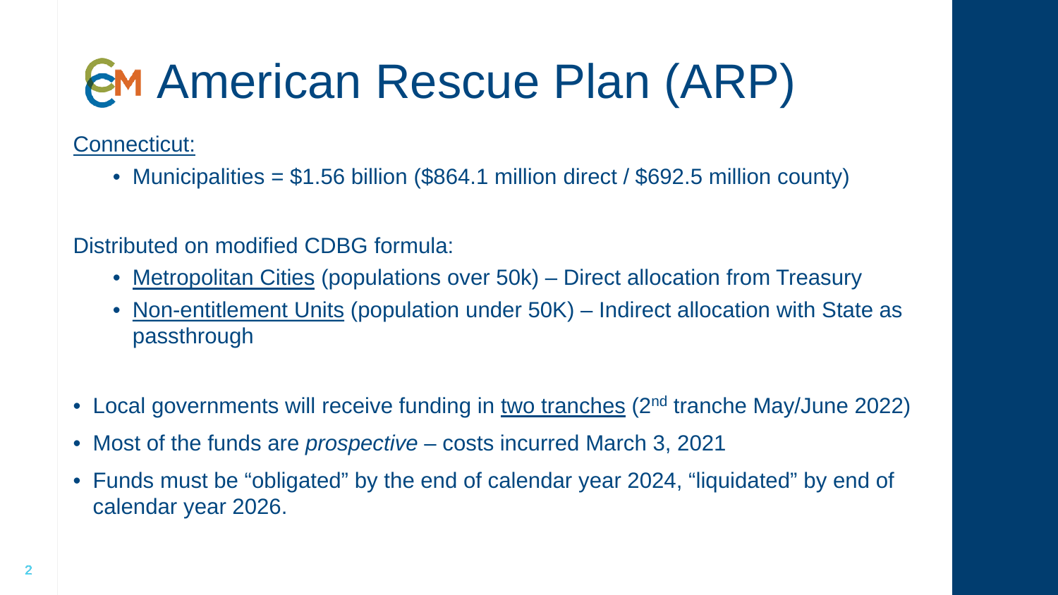# American Rescue Plan (ARP)

Connecticut:

- Municipalities = $1.56 billion ($864.1 million direct / $692.5 million county)

Distributed on modified CDBG formula:

- Metropolitan Cities (populations over 50k) – Direct allocation from Treasury
- Non-entitlement Units (population under 50K) – Indirect allocation with State as passthrough

- Local governments will receive funding in two tranches (2nd tranche May/June 2022)
- Most of the funds are *prospective* – costs incurred March 3, 2021
- Funds must be "obligated" by the end of calendar year 2024, "liquidated" by end of calendar year 2026.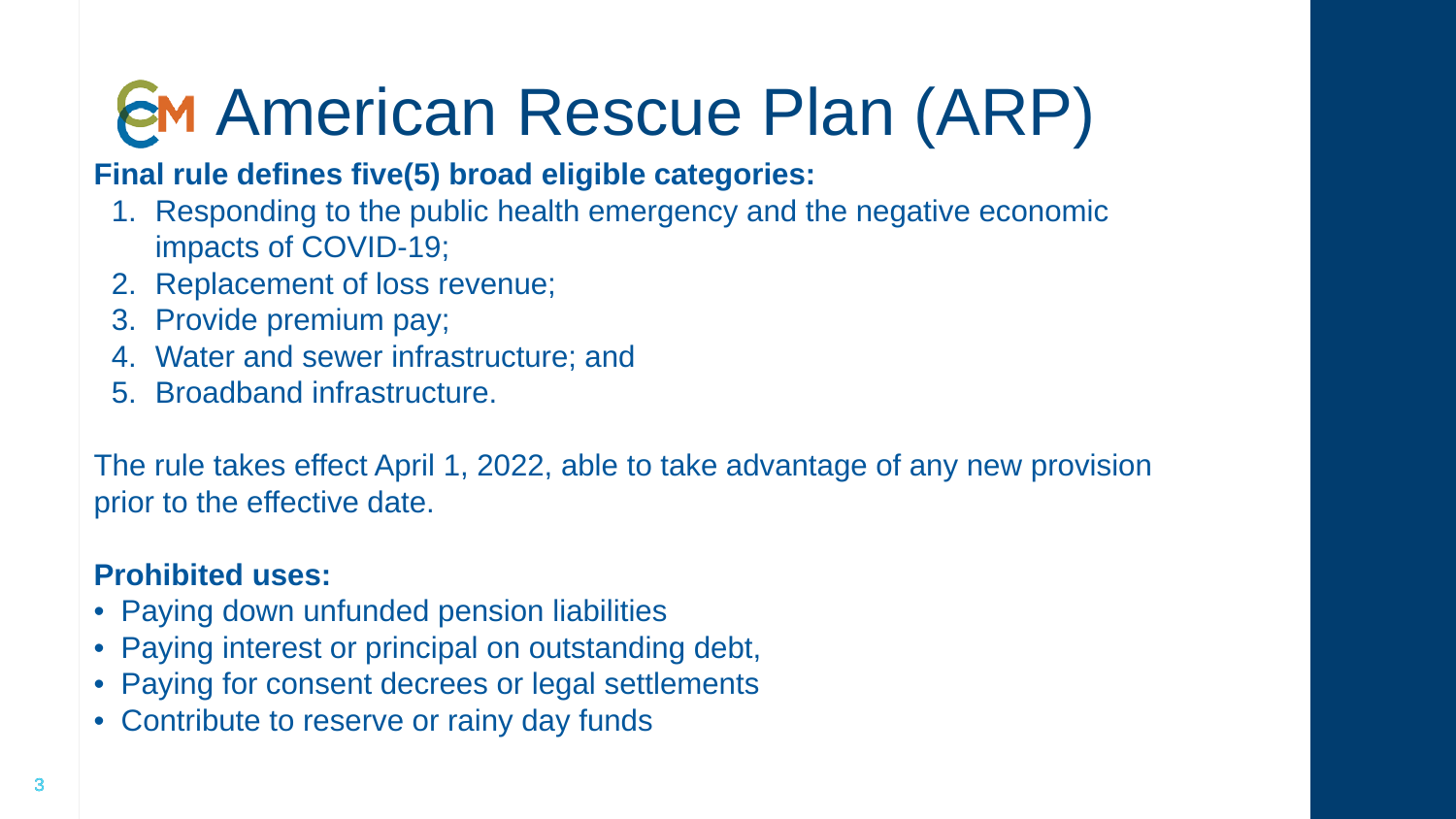# American Rescue Plan (ARP)

**Final rule defines five(5) broad eligible categories:**

1. Responding to the public health emergency and the negative economic impacts of COVID-19;
2. Replacement of loss revenue;
3. Provide premium pay;
4. Water and sewer infrastructure; and
5. Broadband infrastructure.

The rule takes effect April 1, 2022, able to take advantage of any new provision prior to the effective date.

**Prohibited uses:**

- Paying down unfunded pension liabilities
- Paying interest or principal on outstanding debt,
- Paying for consent decrees or legal settlements
- Contribute to reserve or rainy day funds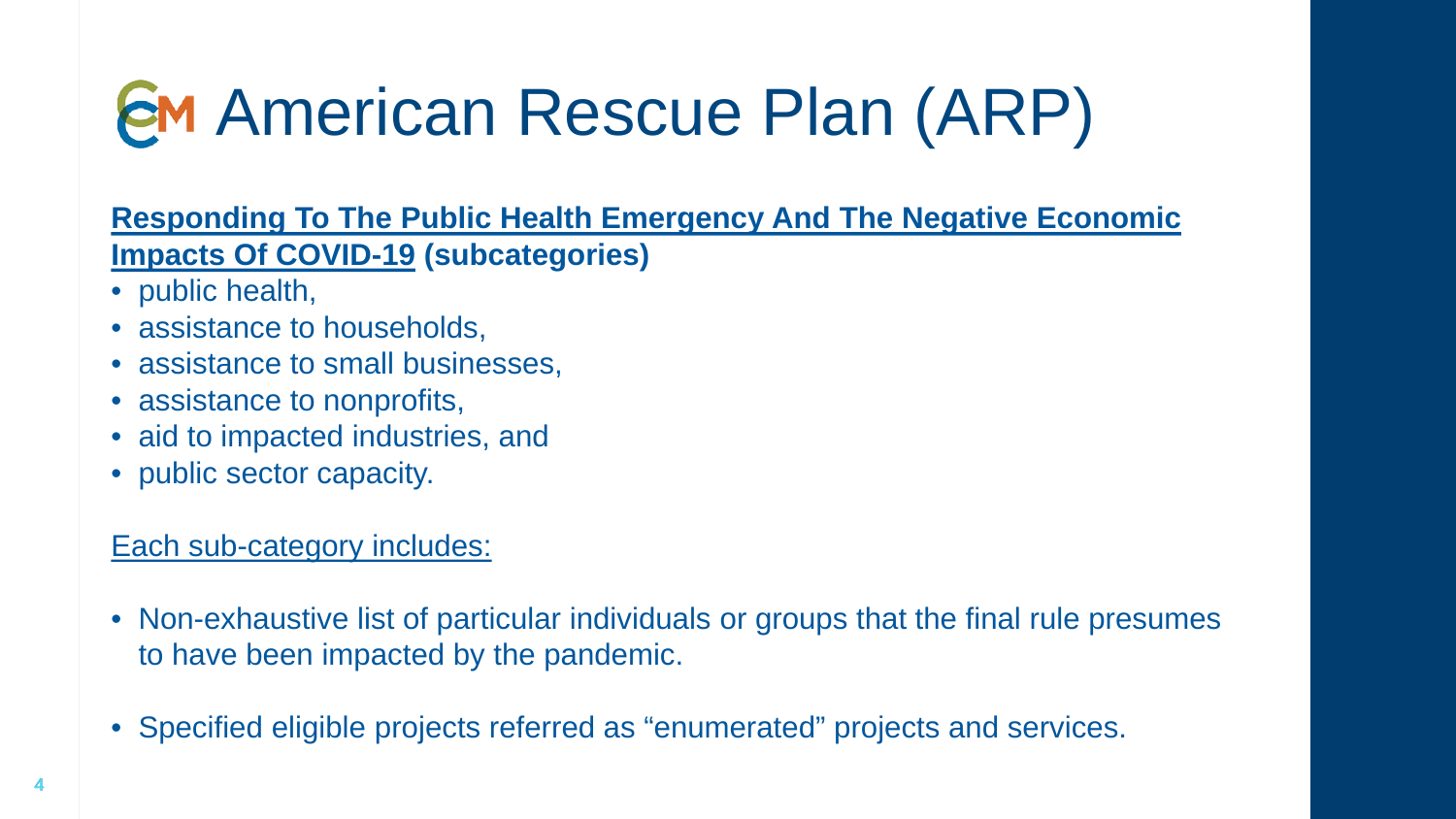# American Rescue Plan (ARP)

**Responding To The Public Health Emergency And The Negative Economic Impacts Of COVID-19 (subcategories)**

- public health,
- assistance to households,
- assistance to small businesses,
- assistance to nonprofits,
- aid to impacted industries, and
- public sector capacity.

Each sub-category includes:

- Non-exhaustive list of particular individuals or groups that the final rule presumes to have been impacted by the pandemic.
- Specified eligible projects referred as “enumerated” projects and services.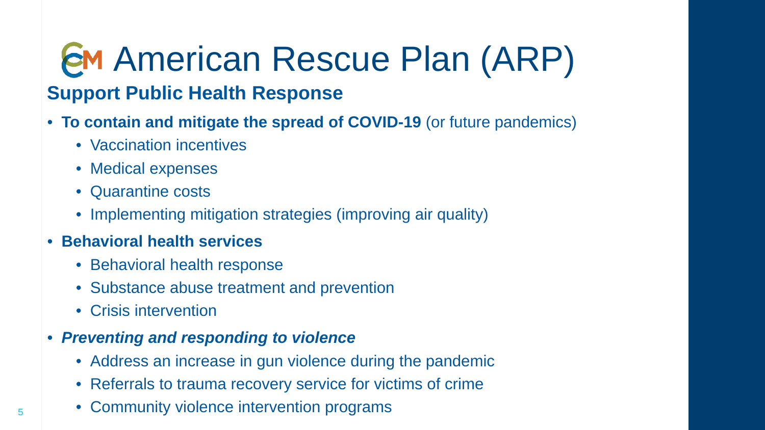# American Rescue Plan (ARP)

## Support Public Health Response

- **To contain and mitigate the spread of COVID-19** (or future pandemics)
  - Vaccination incentives
  - Medical expenses
  - Quarantine costs
  - Implementing mitigation strategies (improving air quality)
- **Behavioral health services**
  - Behavioral health response
  - Substance abuse treatment and prevention
  - Crisis intervention
- ***Preventing and responding to violence***
  - Address an increase in gun violence during the pandemic
  - Referrals to trauma recovery service for victims of crime
  - Community violence intervention programs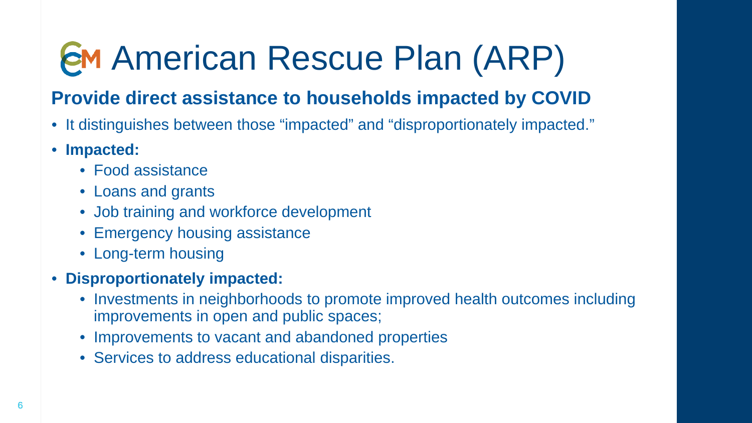# American Rescue Plan (ARP)

## Provide direct assistance to households impacted by COVID

- It distinguishes between those "impacted" and "disproportionately impacted."
- **Impacted:**
  - Food assistance
  - Loans and grants
  - Job training and workforce development
  - Emergency housing assistance
  - Long-term housing
- **Disproportionately impacted:**
  - Investments in neighborhoods to promote improved health outcomes including improvements in open and public spaces;
  - Improvements to vacant and abandoned properties
  - Services to address educational disparities.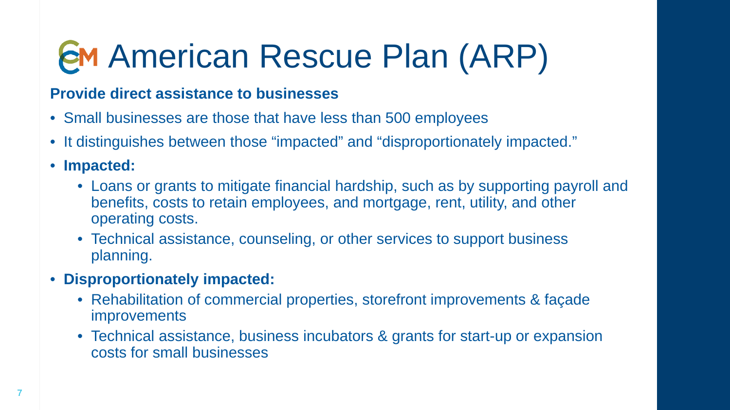# American Rescue Plan (ARP)

**Provide direct assistance to businesses**

- Small businesses are those that have less than 500 employees
- It distinguishes between those "impacted" and "disproportionately impacted."
- **Impacted:**
  - Loans or grants to mitigate financial hardship, such as by supporting payroll and benefits, costs to retain employees, and mortgage, rent, utility, and other operating costs.
  - Technical assistance, counseling, or other services to support business planning.
- **Disproportionately impacted:**
  - Rehabilitation of commercial properties, storefront improvements & façade improvements
  - Technical assistance, business incubators & grants for start-up or expansion costs for small businesses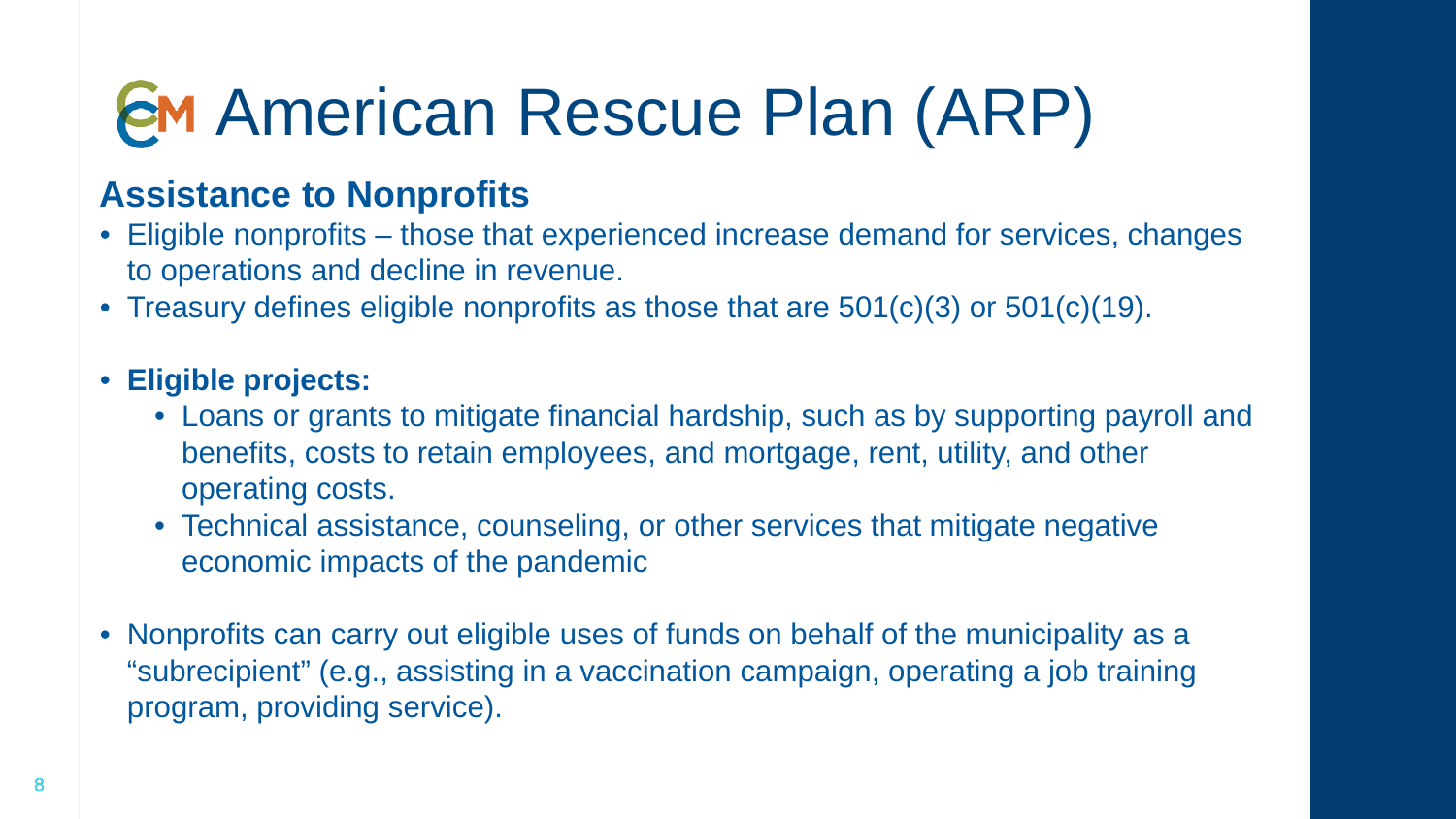# American Rescue Plan (ARP)

## Assistance to Nonprofits

- Eligible nonprofits – those that experienced increase demand for services, changes to operations and decline in revenue.
- Treasury defines eligible nonprofits as those that are 501(c)(3) or 501(c)(19).

- **Eligible projects:**
  - Loans or grants to mitigate financial hardship, such as by supporting payroll and benefits, costs to retain employees, and mortgage, rent, utility, and other operating costs.
  - Technical assistance, counseling, or other services that mitigate negative economic impacts of the pandemic

- Nonprofits can carry out eligible uses of funds on behalf of the municipality as a "subrecipient" (e.g., assisting in a vaccination campaign, operating a job training program, providing service).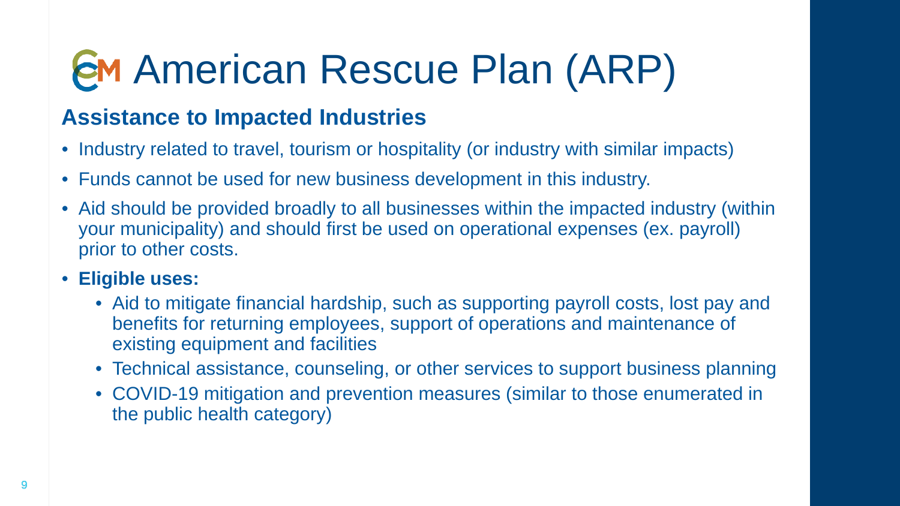# American Rescue Plan (ARP)

## Assistance to Impacted Industries

- Industry related to travel, tourism or hospitality (or industry with similar impacts)
- Funds cannot be used for new business development in this industry.
- Aid should be provided broadly to all businesses within the impacted industry (within your municipality) and should first be used on operational expenses (ex. payroll) prior to other costs.
- **Eligible uses:**
  - Aid to mitigate financial hardship, such as supporting payroll costs, lost pay and benefits for returning employees, support of operations and maintenance of existing equipment and facilities
  - Technical assistance, counseling, or other services to support business planning
  - COVID-19 mitigation and prevention measures (similar to those enumerated in the public health category)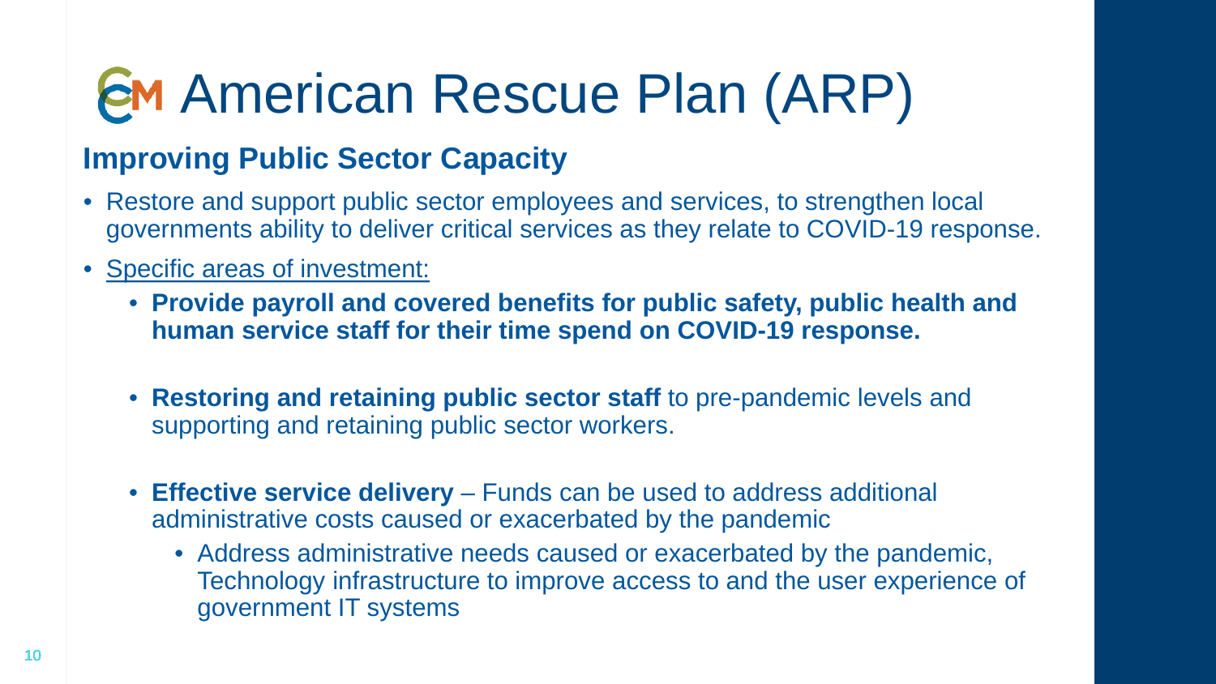# American Rescue Plan (ARP)

## Improving Public Sector Capacity

- Restore and support public sector employees and services, to strengthen local governments ability to deliver critical services as they relate to COVID-19 response.
- <u>Specific areas of investment:</u>
  - **Provide payroll and covered benefits for public safety, public health and human service staff for their time spend on COVID-19 response.**
  - **Restoring and retaining public sector staff** to pre-pandemic levels and supporting and retaining public sector workers.
  - **Effective service delivery** – Funds can be used to address additional administrative costs caused or exacerbated by the pandemic
    - Address administrative needs caused or exacerbated by the pandemic, Technology infrastructure to improve access to and the user experience of government IT systems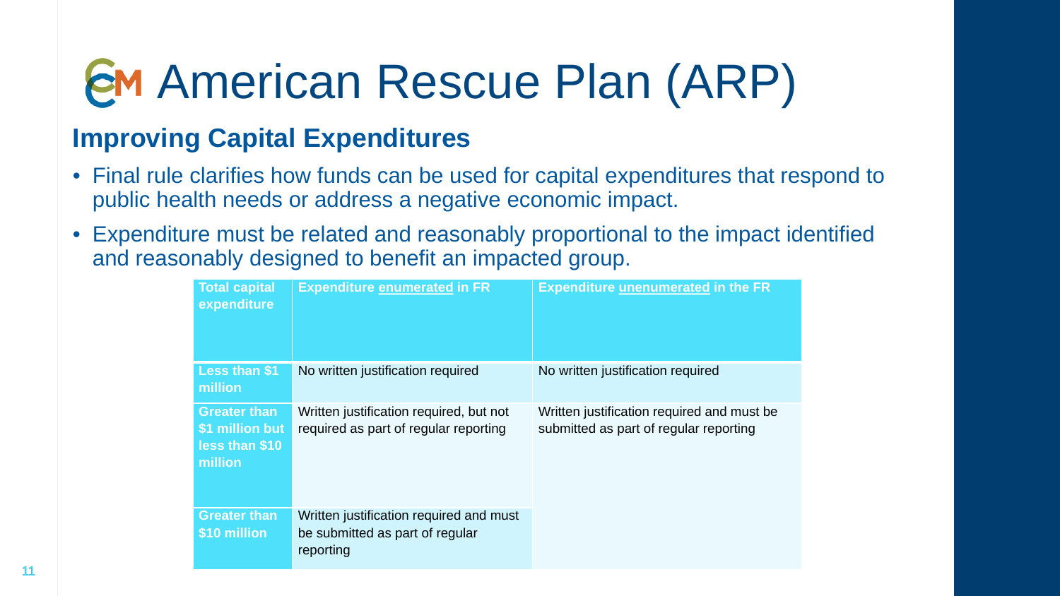# American Rescue Plan (ARP)

## Improving Capital Expenditures

- Final rule clarifies how funds can be used for capital expenditures that respond to public health needs or address a negative economic impact.
- Expenditure must be related and reasonably proportional to the impact identified and reasonably designed to benefit an impacted group.

| Total capital expenditure | Expenditure enumerated in FR | Expenditure unenumerated in the FR |
|---|---|---|
| Less than $1 million | No written justification required | No written justification required |
| Greater than $1 million but less than $10 million | Written justification required, but not required as part of regular reporting | Written justification required and must be submitted as part of regular reporting |
| Greater than $10 million | Written justification required and must be submitted as part of regular reporting | |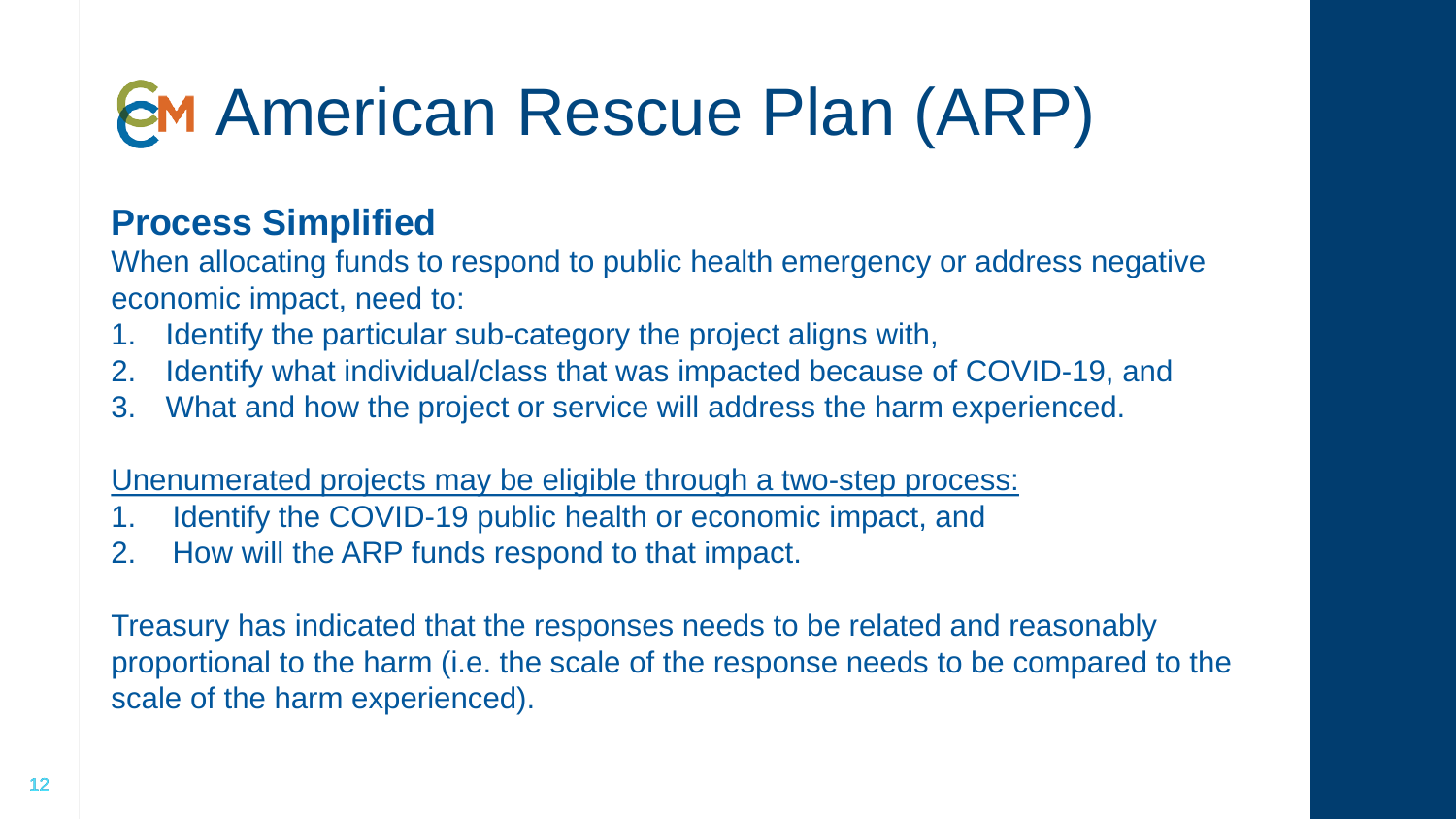# American Rescue Plan (ARP)

**Process Simplified**

When allocating funds to respond to public health emergency or address negative economic impact, need to:

1. Identify the particular sub-category the project aligns with,
2. Identify what individual/class that was impacted because of COVID-19, and
3. What and how the project or service will address the harm experienced.

<u>Unenumerated projects may be eligible through a two-step process:</u>

1. Identify the COVID-19 public health or economic impact, and
2. How will the ARP funds respond to that impact.

Treasury has indicated that the responses needs to be related and reasonably proportional to the harm (i.e. the scale of the response needs to be compared to the scale of the harm experienced).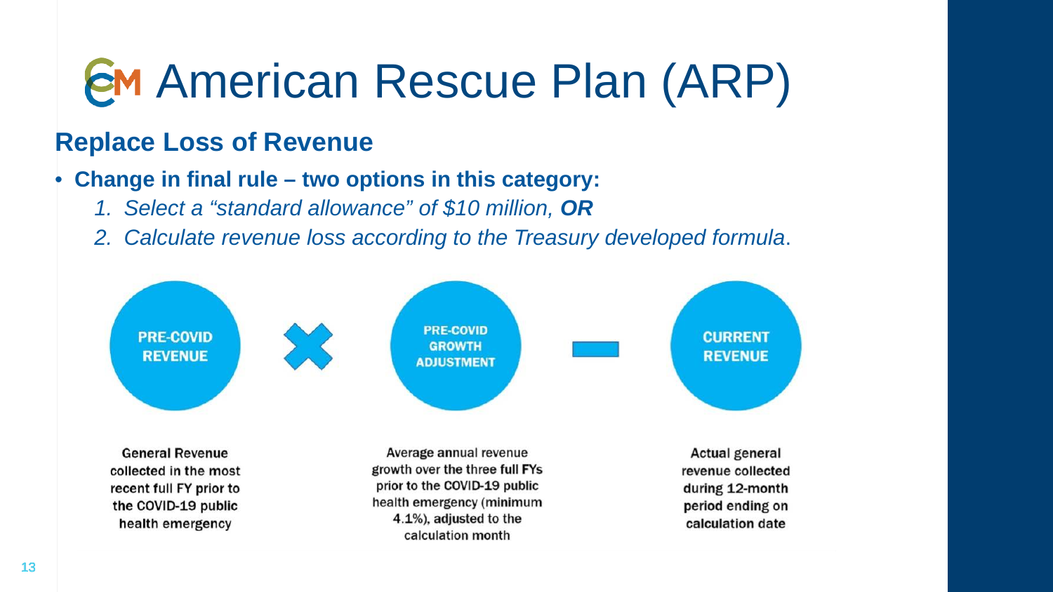# American Rescue Plan (ARP)

## Replace Loss of Revenue

- **Change in final rule – two options in this category:**
  1. *Select a "standard allowance" of $10 million,* ***OR***
  2. *Calculate revenue loss according to the Treasury developed formula*.

**PRE-COVID REVENUE** × **PRE-COVID GROWTH ADJUSTMENT** − **CURRENT REVENUE**

| PRE-COVID REVENUE | PRE-COVID GROWTH ADJUSTMENT | CURRENT REVENUE |
| --- | --- | --- |
| General Revenue collected in the most recent full FY prior to the COVID-19 public health emergency | Average annual revenue growth over the three full FYs prior to the COVID-19 public health emergency (minimum 4.1%), adjusted to the calculation month | Actual general revenue collected during 12-month period ending on calculation date |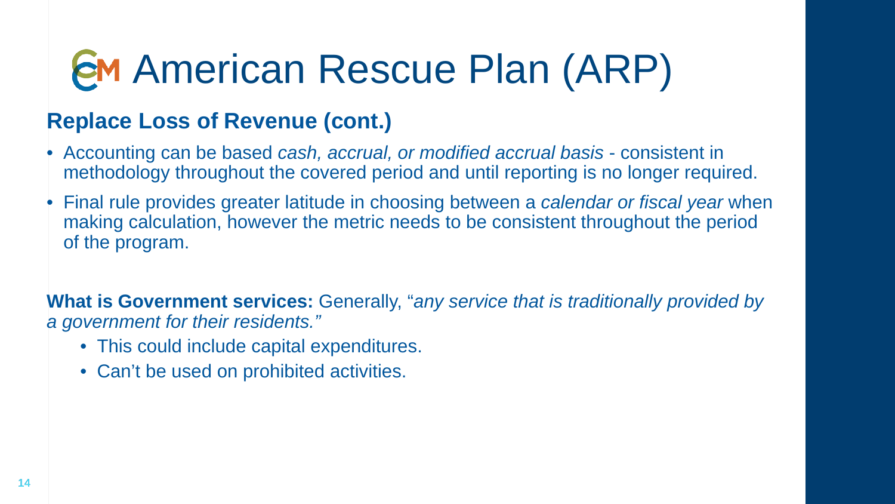# American Rescue Plan (ARP)

## Replace Loss of Revenue (cont.)

- Accounting can be based *cash, accrual, or modified accrual basis* - consistent in methodology throughout the covered period and until reporting is no longer required.
- Final rule provides greater latitude in choosing between a *calendar or fiscal year* when making calculation, however the metric needs to be consistent throughout the period of the program.

**What is Government services:** Generally, "*any service that is traditionally provided by a government for their residents."*

- This could include capital expenditures.
- Can't be used on prohibited activities.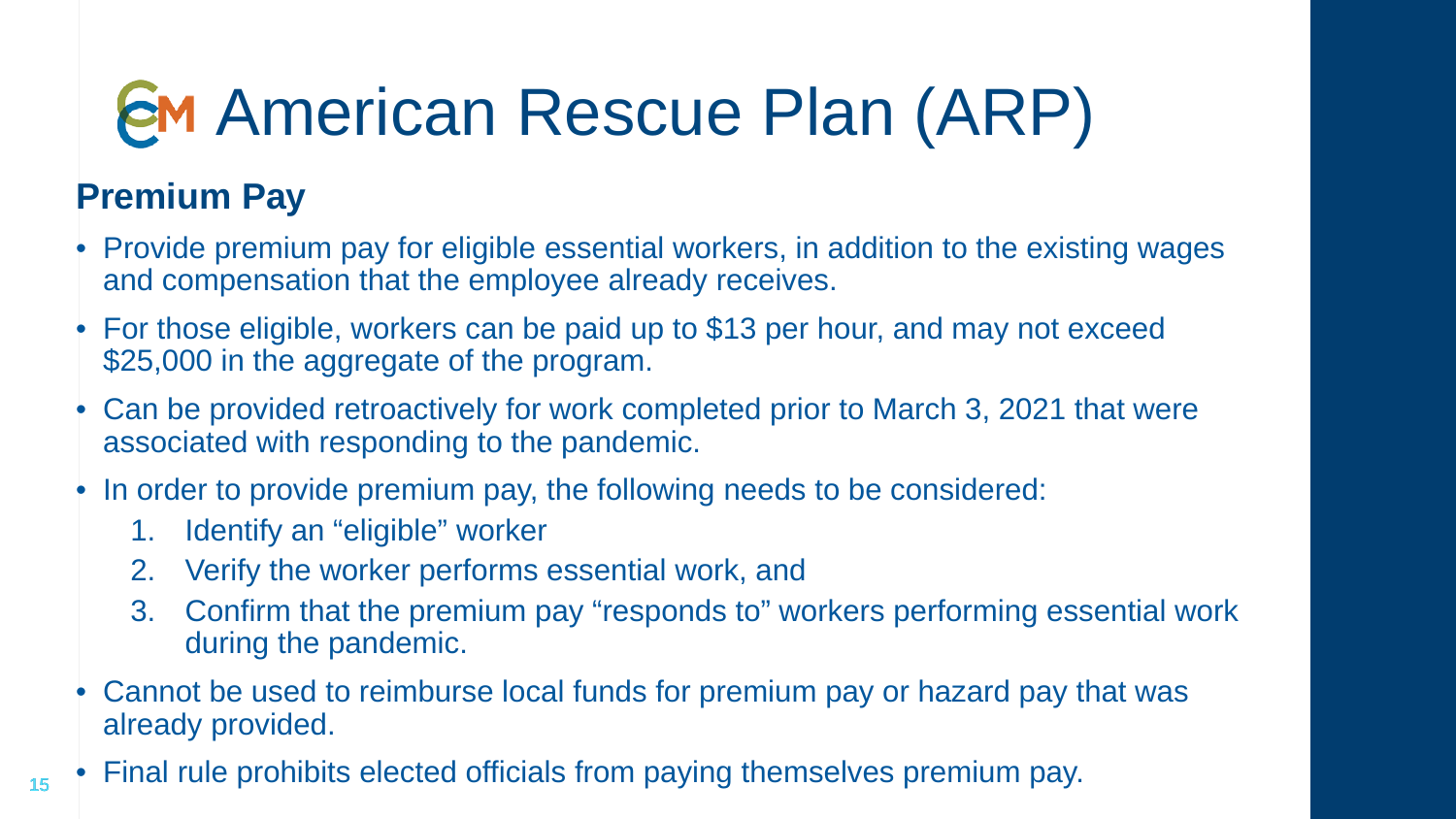# American Rescue Plan (ARP)

## Premium Pay

- Provide premium pay for eligible essential workers, in addition to the existing wages and compensation that the employee already receives.
- For those eligible, workers can be paid up to $13 per hour, and may not exceed $25,000 in the aggregate of the program.
- Can be provided retroactively for work completed prior to March 3, 2021 that were associated with responding to the pandemic.
- In order to provide premium pay, the following needs to be considered:
  1. Identify an "eligible" worker
  2. Verify the worker performs essential work, and
  3. Confirm that the premium pay "responds to" workers performing essential work during the pandemic.
- Cannot be used to reimburse local funds for premium pay or hazard pay that was already provided.
- Final rule prohibits elected officials from paying themselves premium pay.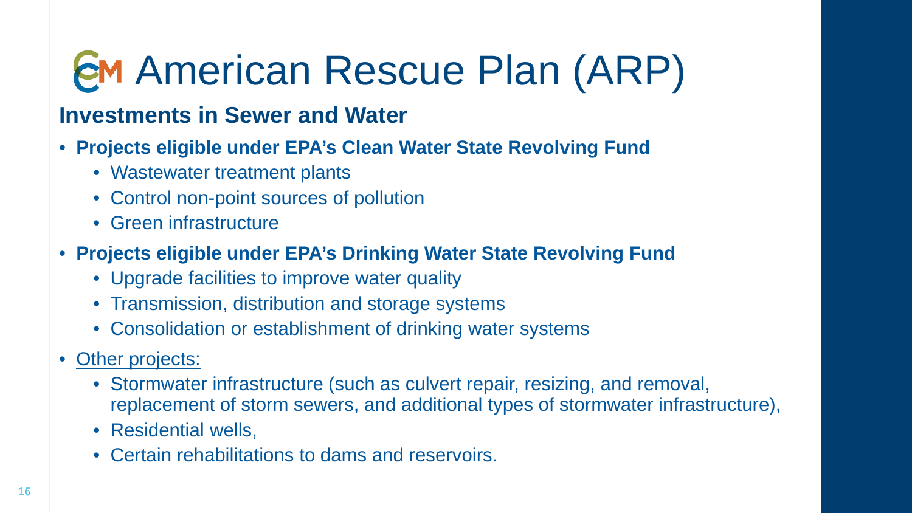# American Rescue Plan (ARP)

## Investments in Sewer and Water

- **Projects eligible under EPA's Clean Water State Revolving Fund**
  - Wastewater treatment plants
  - Control non-point sources of pollution
  - Green infrastructure
- **Projects eligible under EPA's Drinking Water State Revolving Fund**
  - Upgrade facilities to improve water quality
  - Transmission, distribution and storage systems
  - Consolidation or establishment of drinking water systems
- <u>Other projects:</u>
  - Stormwater infrastructure (such as culvert repair, resizing, and removal, replacement of storm sewers, and additional types of stormwater infrastructure),
  - Residential wells,
  - Certain rehabilitations to dams and reservoirs.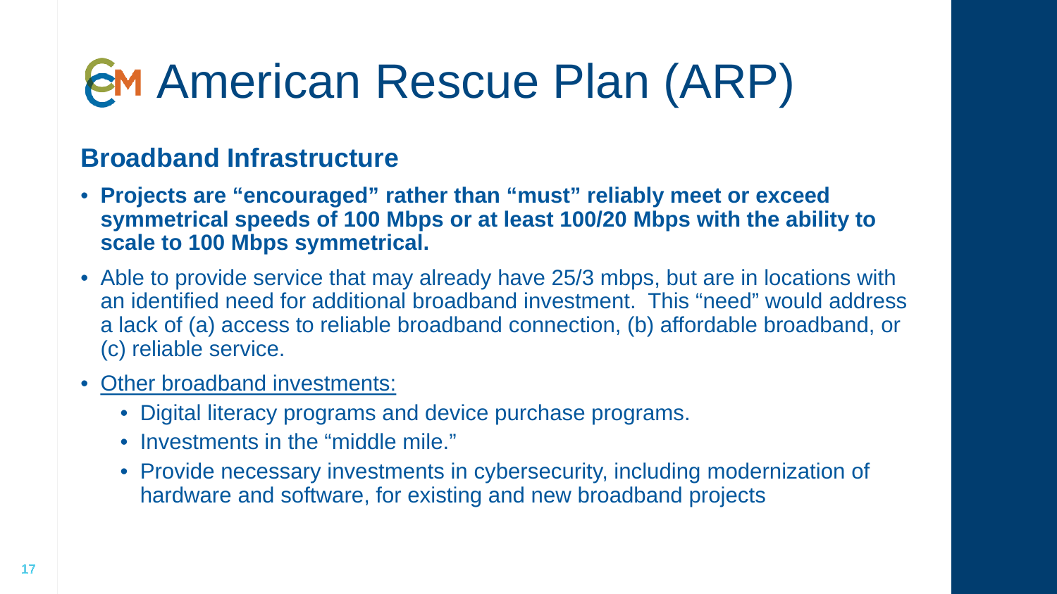# American Rescue Plan (ARP)

## Broadband Infrastructure

- **Projects are "encouraged" rather than "must" reliably meet or exceed symmetrical speeds of 100 Mbps or at least 100/20 Mbps with the ability to scale to 100 Mbps symmetrical.**
- Able to provide service that may already have 25/3 mbps, but are in locations with an identified need for additional broadband investment. This "need" would address a lack of (a) access to reliable broadband connection, (b) affordable broadband, or (c) reliable service.
- Other broadband investments:
  - Digital literacy programs and device purchase programs.
  - Investments in the "middle mile."
  - Provide necessary investments in cybersecurity, including modernization of hardware and software, for existing and new broadband projects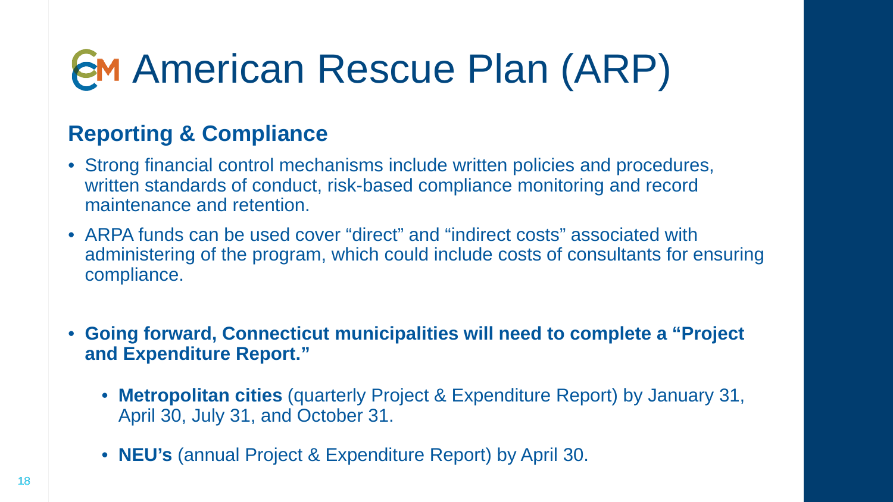# American Rescue Plan (ARP)

## Reporting & Compliance

- Strong financial control mechanisms include written policies and procedures, written standards of conduct, risk-based compliance monitoring and record maintenance and retention.
- ARPA funds can be used cover "direct" and "indirect costs" associated with administering of the program, which could include costs of consultants for ensuring compliance.
- **Going forward, Connecticut municipalities will need to complete a "Project and Expenditure Report."**
  - **Metropolitan cities** (quarterly Project & Expenditure Report) by January 31, April 30, July 31, and October 31.
  - **NEU's** (annual Project & Expenditure Report) by April 30.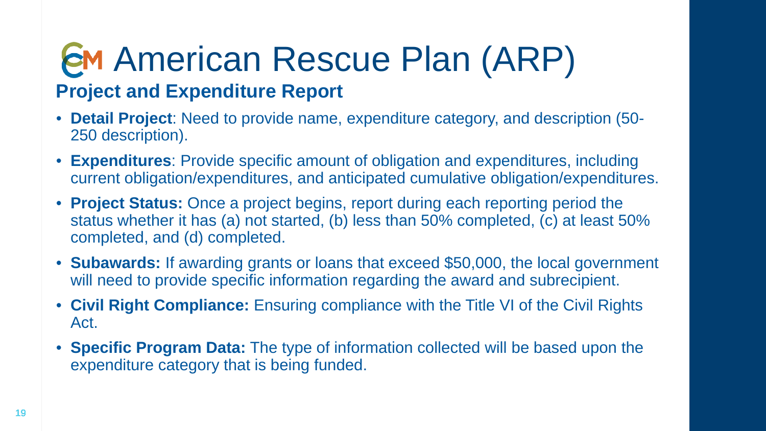# American Rescue Plan (ARP)

## Project and Expenditure Report

- **Detail Project**: Need to provide name, expenditure category, and description (50-250 description).
- **Expenditures**: Provide specific amount of obligation and expenditures, including current obligation/expenditures, and anticipated cumulative obligation/expenditures.
- **Project Status:** Once a project begins, report during each reporting period the status whether it has (a) not started, (b) less than 50% completed, (c) at least 50% completed, and (d) completed.
- **Subawards:** If awarding grants or loans that exceed $50,000, the local government will need to provide specific information regarding the award and subrecipient.
- **Civil Right Compliance:** Ensuring compliance with the Title VI of the Civil Rights Act.
- **Specific Program Data:** The type of information collected will be based upon the expenditure category that is being funded.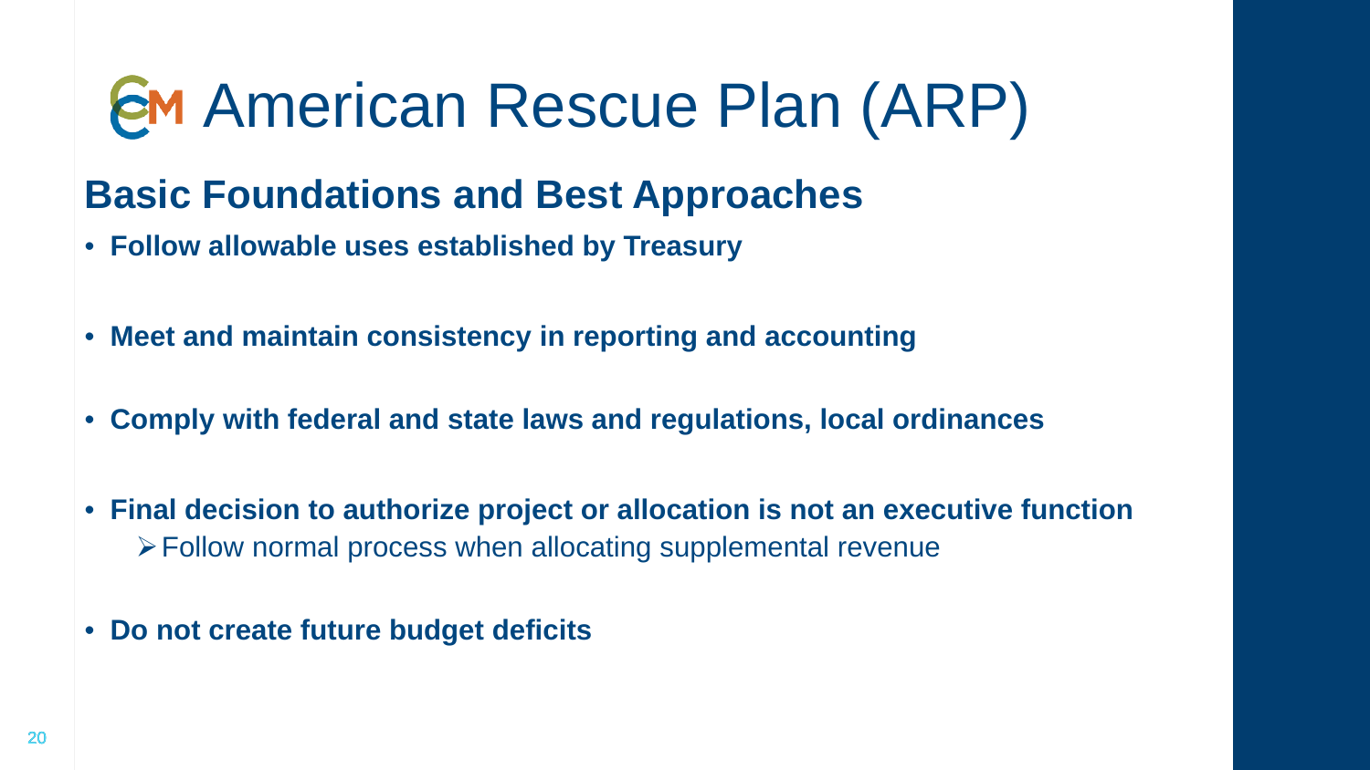# American Rescue Plan (ARP)

## Basic Foundations and Best Approaches

- **Follow allowable uses established by Treasury**
- **Meet and maintain consistency in reporting and accounting**
- **Comply with federal and state laws and regulations, local ordinances**
- **Final decision to authorize project or allocation is not an executive function**
  - Follow normal process when allocating supplemental revenue
- **Do not create future budget deficits**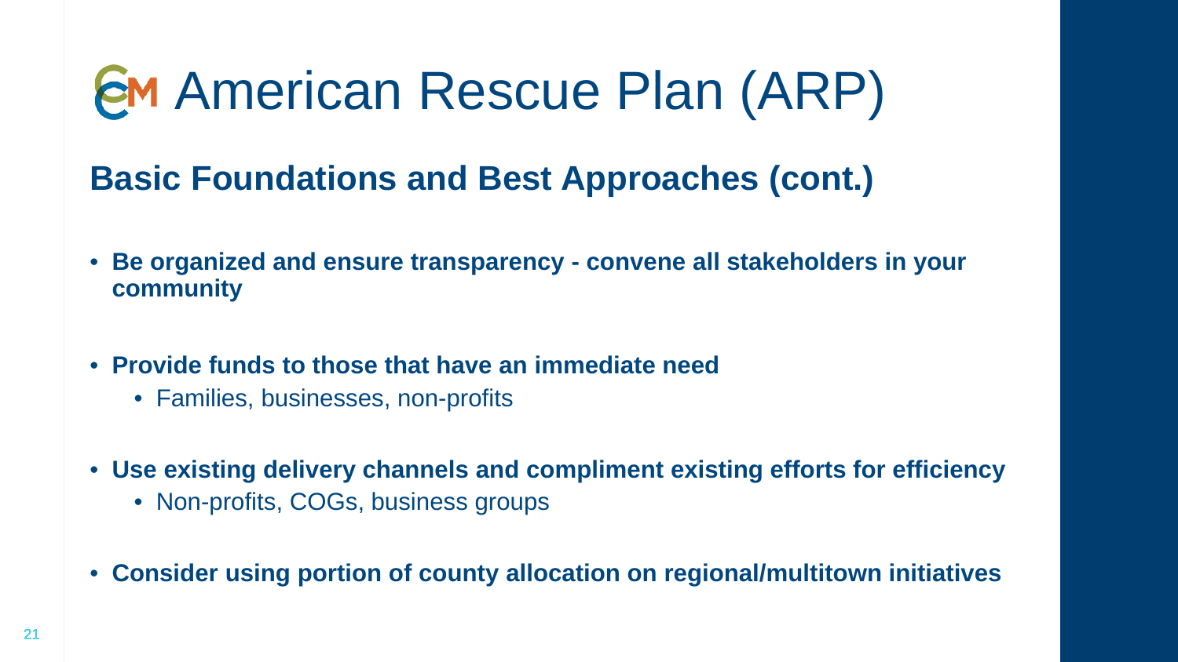# American Rescue Plan (ARP)

## Basic Foundations and Best Approaches (cont.)

- **Be organized and ensure transparency - convene all stakeholders in your community**
- **Provide funds to those that have an immediate need**
  - Families, businesses, non-profits
- **Use existing delivery channels and compliment existing efforts for efficiency**
  - Non-profits, COGs, business groups
- **Consider using portion of county allocation on regional/multitown initiatives**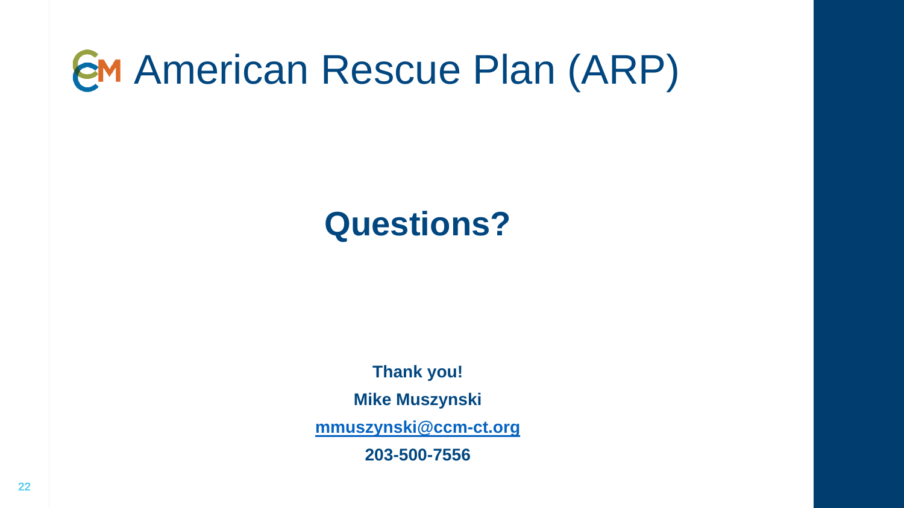# American Rescue Plan (ARP)

## Questions?

**Thank you!**

**Mike Muszynski**

**mmuszynski@ccm-ct.org**

**203-500-7556**